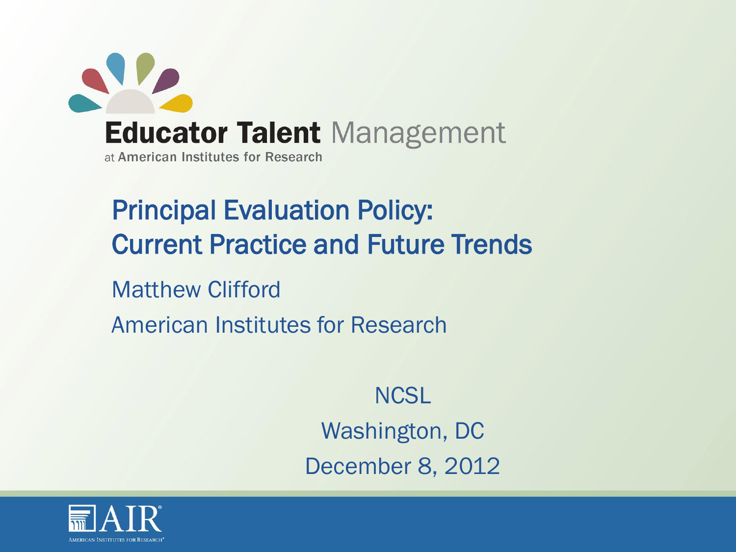**Educator Talent** Management
at American Institutes for Research

# Principal Evaluation Policy: Current Practice and Future Trends

Matthew Clifford

American Institutes for Research

NCSL

Washington, DC

December 8, 2012

AIR
AMERICAN INSTITUTES FOR RESEARCH®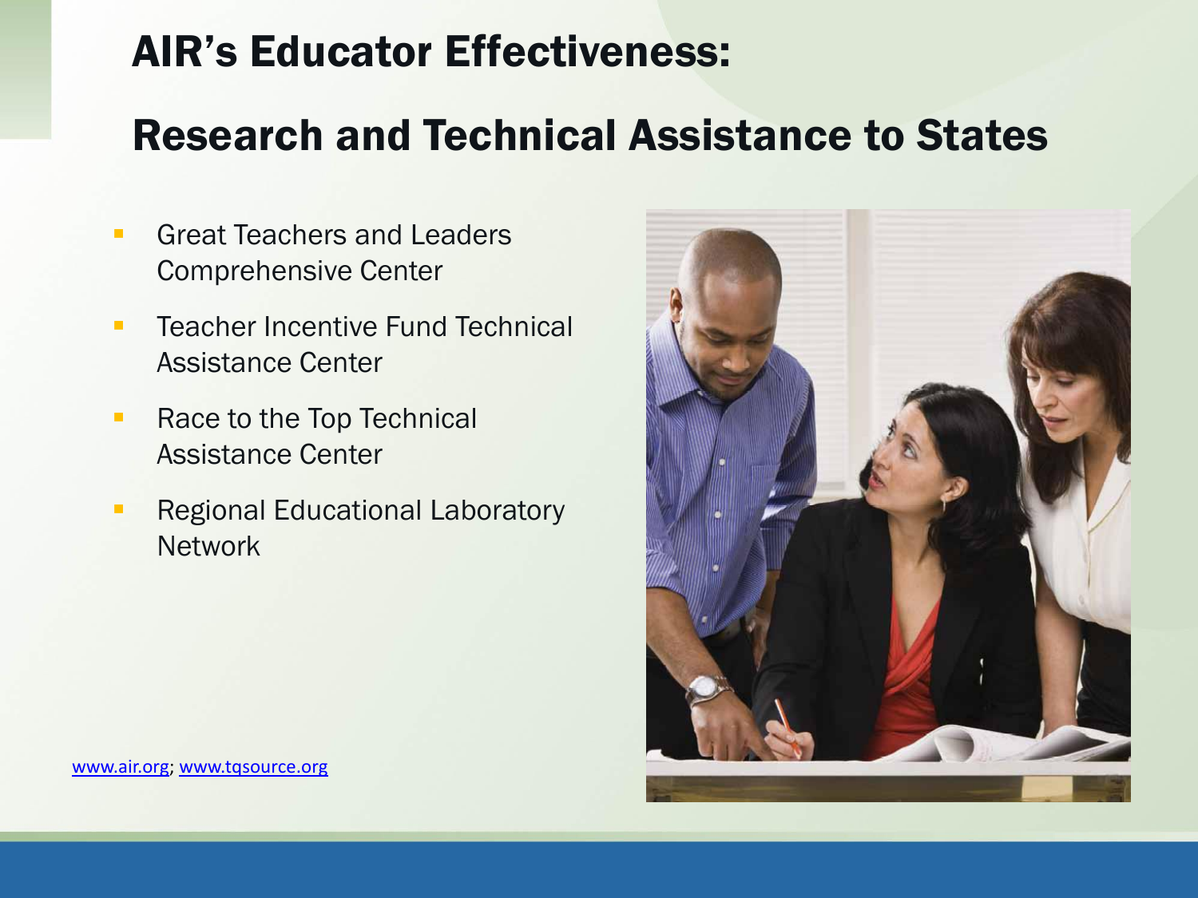# AIR's Educator Effectiveness:

# Research and Technical Assistance to States

- Great Teachers and Leaders Comprehensive Center
- Teacher Incentive Fund Technical Assistance Center
- Race to the Top Technical Assistance Center
- Regional Educational Laboratory Network

www.air.org; www.tqsource.org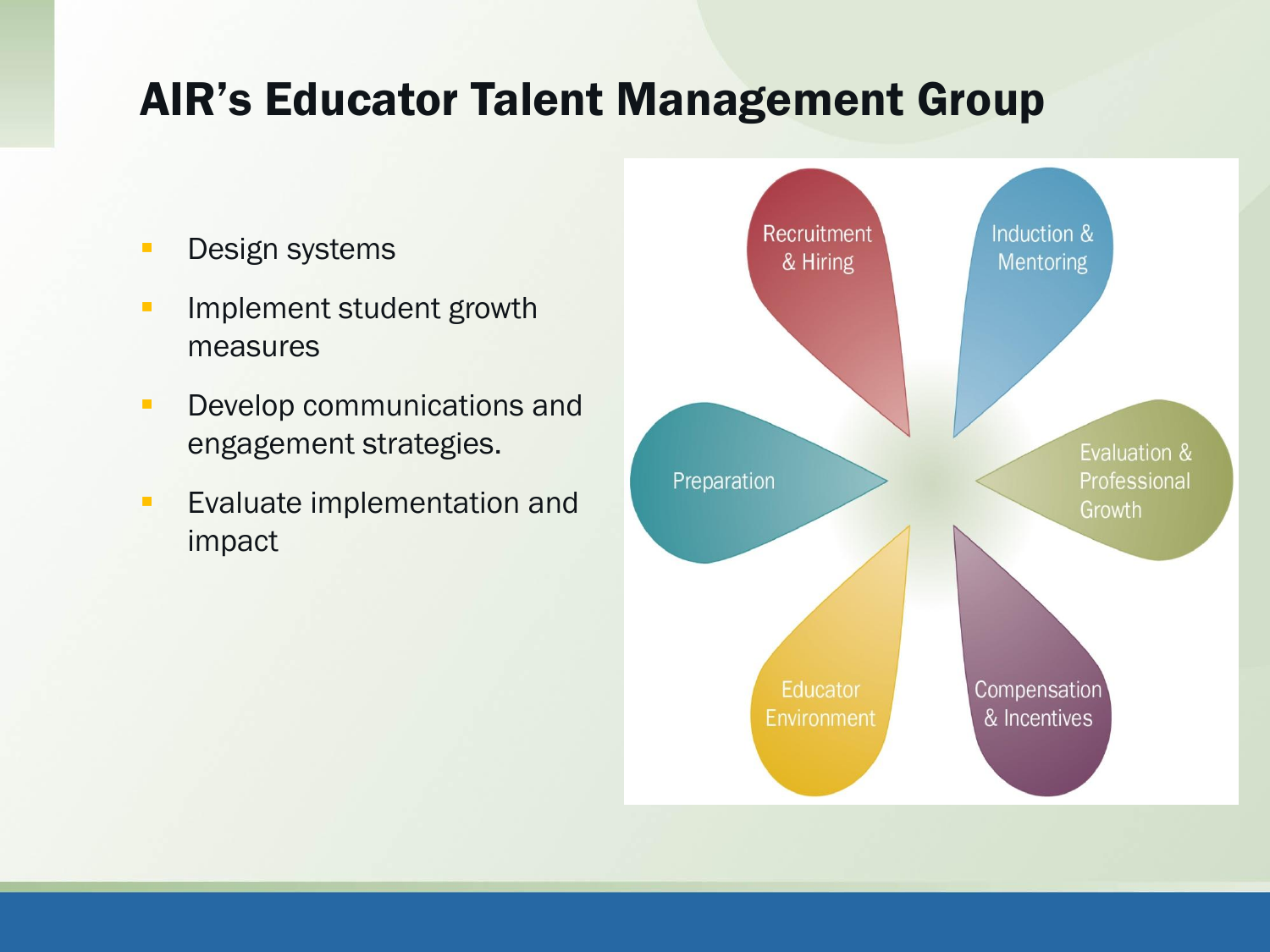# AIR's Educator Talent Management Group

- Design systems
- Implement student growth measures
- Develop communications and engagement strategies.
- Evaluate implementation and impact

Recruitment & Hiring

Induction & Mentoring

Preparation

Evaluation & Professional Growth

Educator Environment

Compensation & Incentives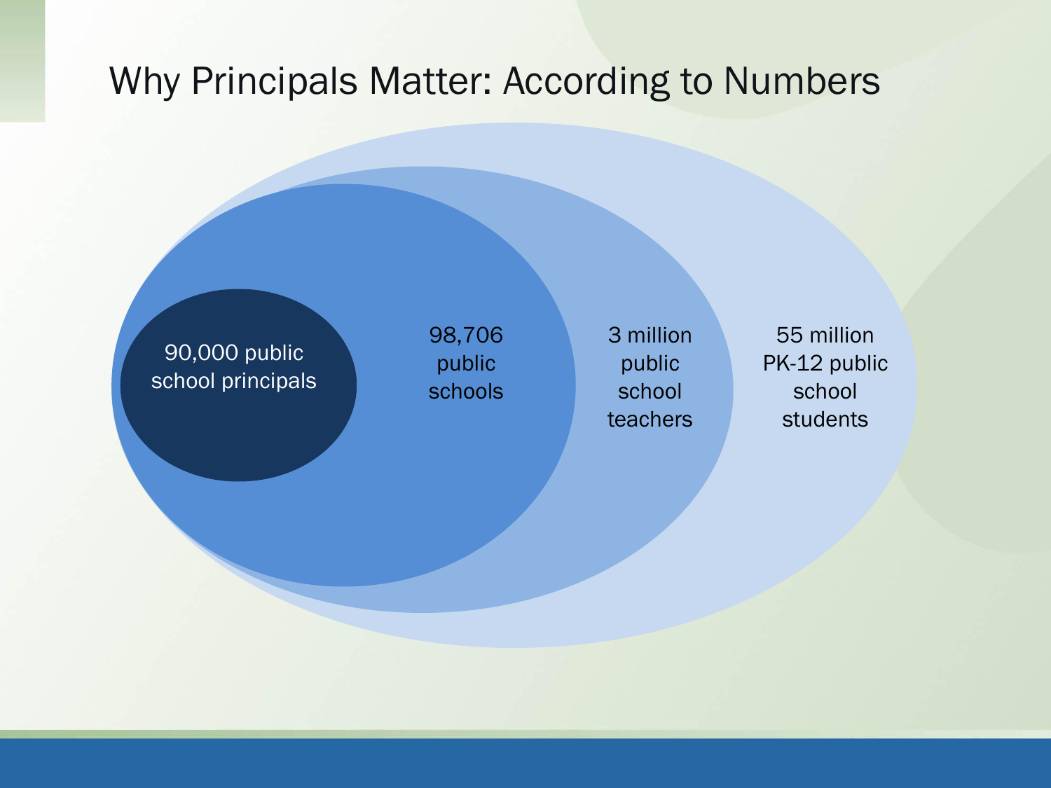# Why Principals Matter: According to Numbers

- 90,000 public school principals
- 98,706 public schools
- 3 million public school teachers
- 55 million PK-12 public school students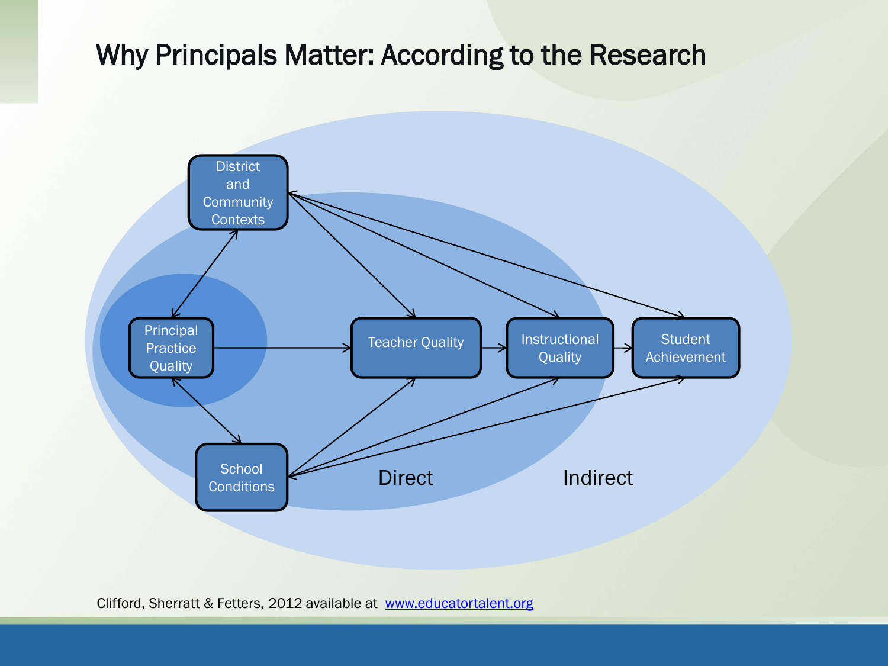# Why Principals Matter: According to the Research

District and Community Contexts

Principal Practice Quality

Teacher Quality

Instructional Quality

Student Achievement

School Conditions

Direct

Indirect

Clifford, Sherratt & Fetters, 2012 available at www.educatortalent.org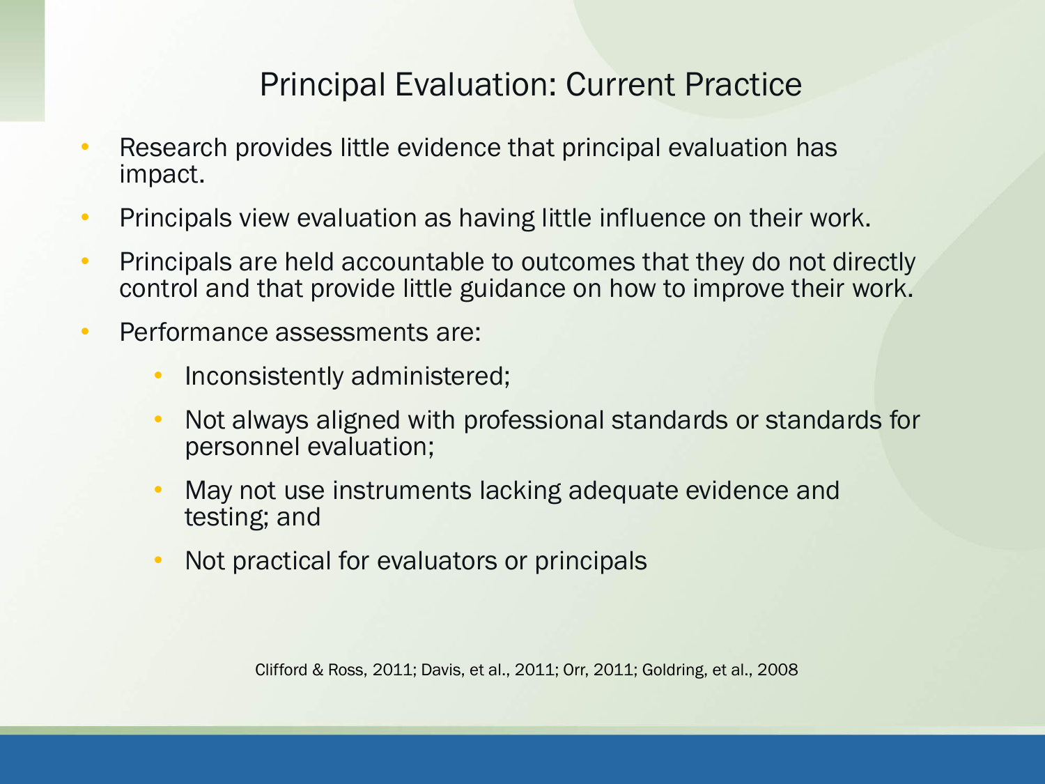# Principal Evaluation: Current Practice

- Research provides little evidence that principal evaluation has impact.
- Principals view evaluation as having little influence on their work.
- Principals are held accountable to outcomes that they do not directly control and that provide little guidance on how to improve their work.
- Performance assessments are:
  - Inconsistently administered;
  - Not always aligned with professional standards or standards for personnel evaluation;
  - May not use instruments lacking adequate evidence and testing; and
  - Not practical for evaluators or principals

Clifford & Ross, 2011; Davis, et al., 2011; Orr, 2011; Goldring, et al., 2008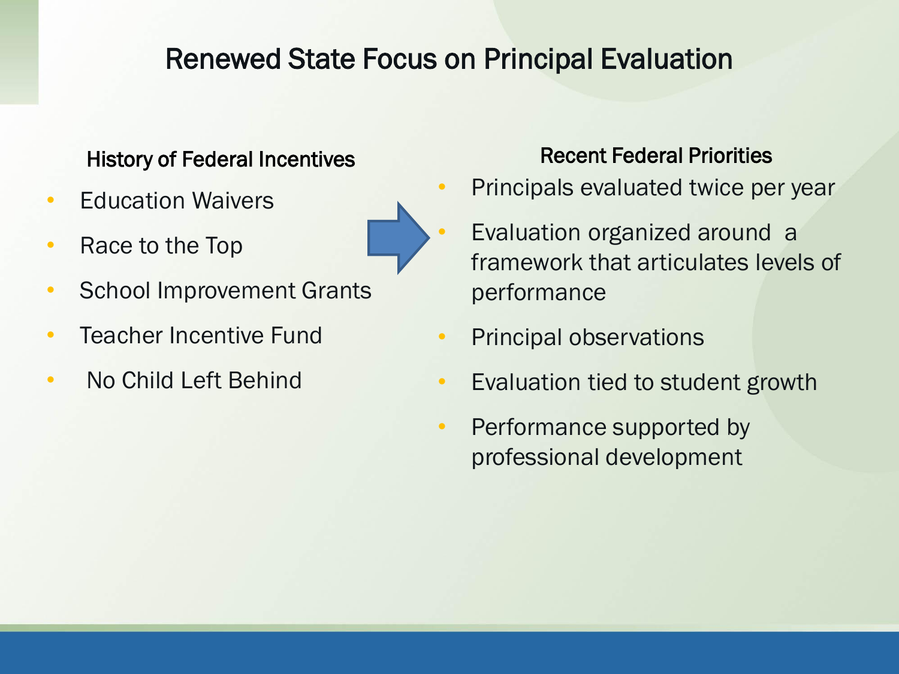# Renewed State Focus on Principal Evaluation

### History of Federal Incentives

- Education Waivers
- Race to the Top
- School Improvement Grants
- Teacher Incentive Fund
- No Child Left Behind

### Recent Federal Priorities

- Principals evaluated twice per year
- Evaluation organized around a framework that articulates levels of performance
- Principal observations
- Evaluation tied to student growth
- Performance supported by professional development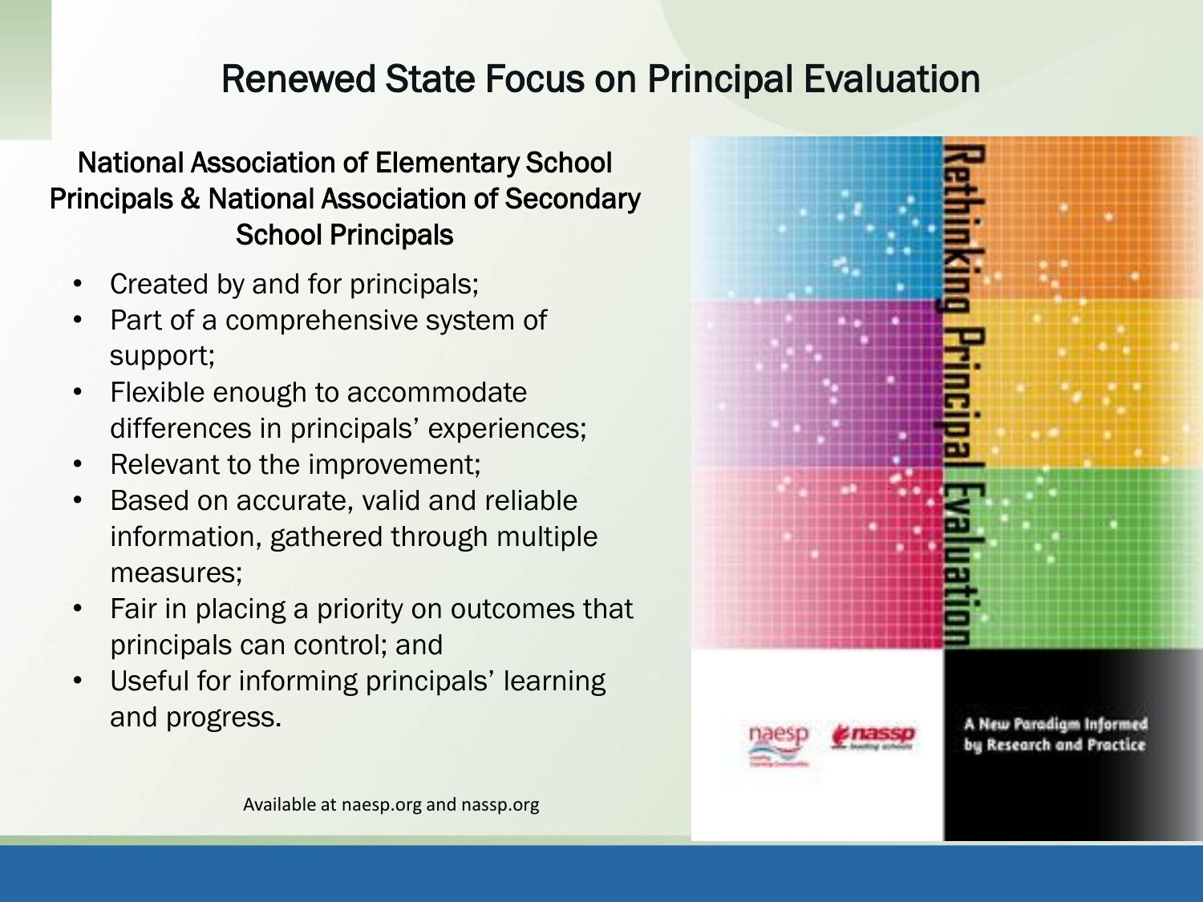# Renewed State Focus on Principal Evaluation

## National Association of Elementary School Principals & National Association of Secondary School Principals

- Created by and for principals;
- Part of a comprehensive system of support;
- Flexible enough to accommodate differences in principals' experiences;
- Relevant to the improvement;
- Based on accurate, valid and reliable information, gathered through multiple measures;
- Fair in placing a priority on outcomes that principals can control; and
- Useful for informing principals' learning and progress.

Available at naesp.org and nassp.org

Rethinking Principal Evaluation

A New Paradigm Informed by Research and Practice

naesp nassp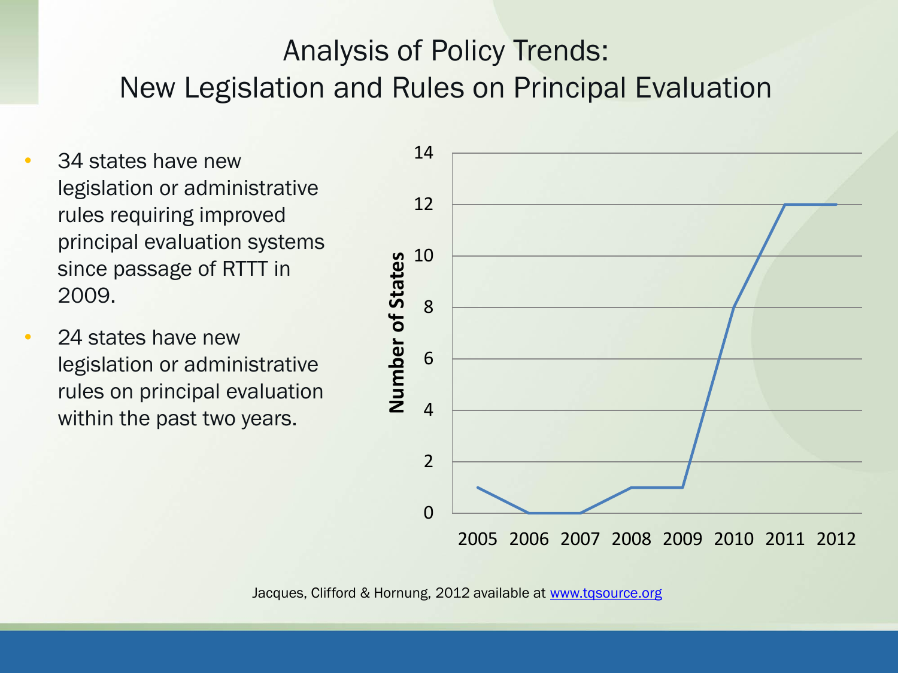# Analysis of Policy Trends: New Legislation and Rules on Principal Evaluation

- 34 states have new legislation or administrative rules requiring improved principal evaluation systems since passage of RTTT in 2009.
- 24 states have new legislation or administrative rules on principal evaluation within the past two years.

| Year | Number of States |
|---|---|
| 2005 | 1 |
| 2006 | 0 |
| 2007 | 0 |
| 2008 | 1 |
| 2009 | 1 |
| 2010 | 8 |
| 2011 | 12 |
| 2012 | 12 |

Jacques, Clifford & Hornung, 2012 available at www.tqsource.org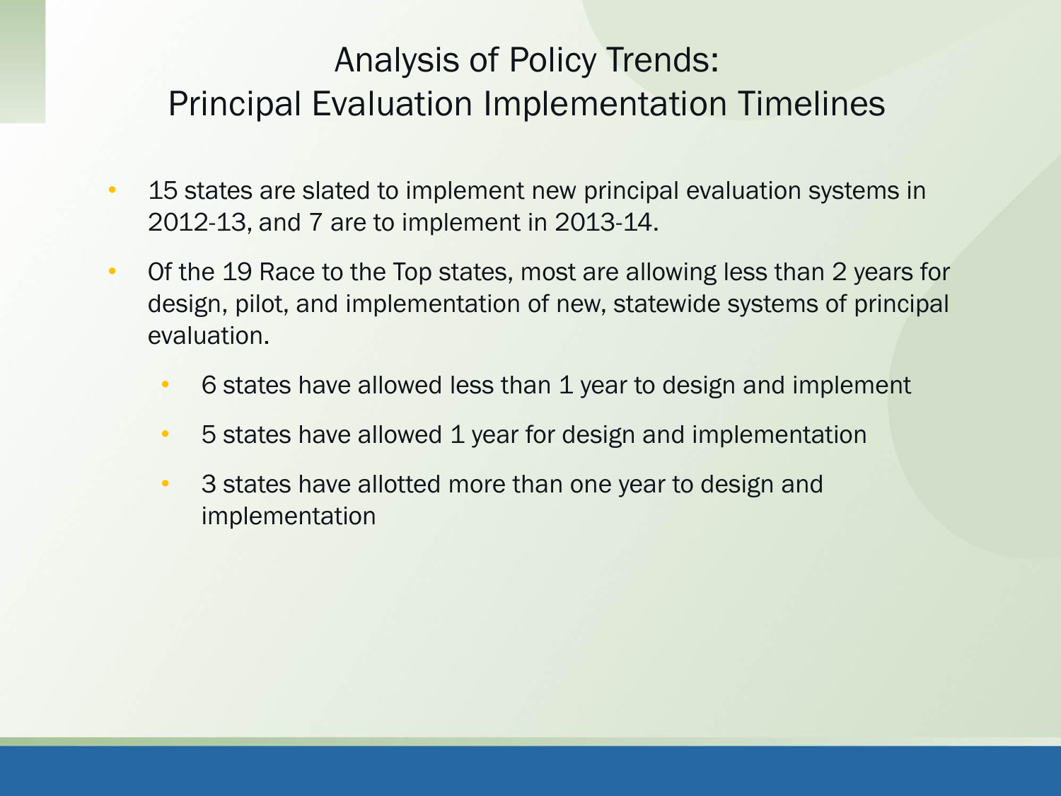# Analysis of Policy Trends: Principal Evaluation Implementation Timelines

- 15 states are slated to implement new principal evaluation systems in 2012-13, and 7 are to implement in 2013-14.
- Of the 19 Race to the Top states, most are allowing less than 2 years for design, pilot, and implementation of new, statewide systems of principal evaluation.
  - 6 states have allowed less than 1 year to design and implement
  - 5 states have allowed 1 year for design and implementation
  - 3 states have allotted more than one year to design and implementation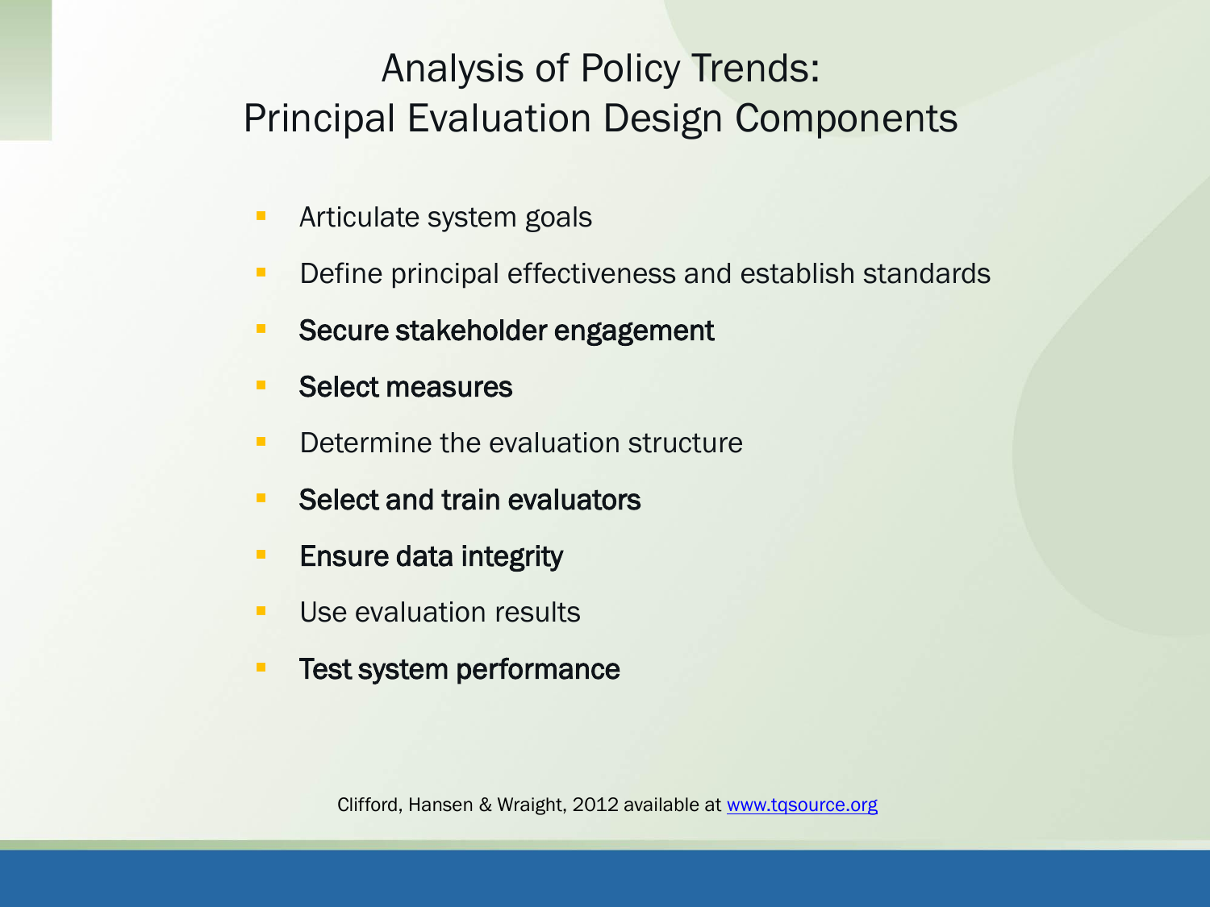# Analysis of Policy Trends: Principal Evaluation Design Components

- Articulate system goals
- Define principal effectiveness and establish standards
- **Secure stakeholder engagement**
- **Select measures**
- Determine the evaluation structure
- **Select and train evaluators**
- **Ensure data integrity**
- Use evaluation results
- **Test system performance**

Clifford, Hansen & Wraight, 2012 available at www.tqsource.org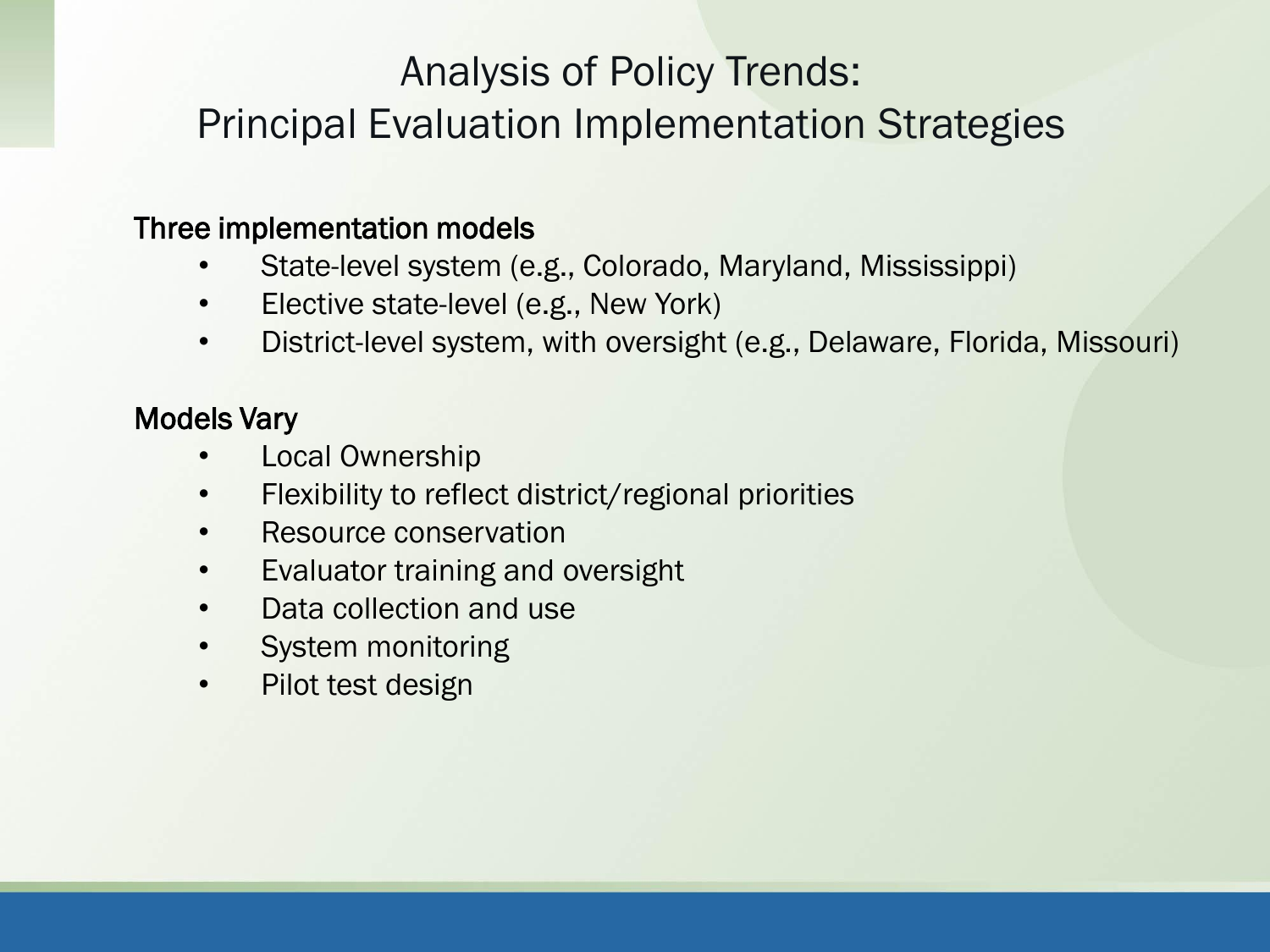# Analysis of Policy Trends: Principal Evaluation Implementation Strategies

**Three implementation models**

- State-level system (e.g., Colorado, Maryland, Mississippi)
- Elective state-level (e.g., New York)
- District-level system, with oversight (e.g., Delaware, Florida, Missouri)

**Models Vary**

- Local Ownership
- Flexibility to reflect district/regional priorities
- Resource conservation
- Evaluator training and oversight
- Data collection and use
- System monitoring
- Pilot test design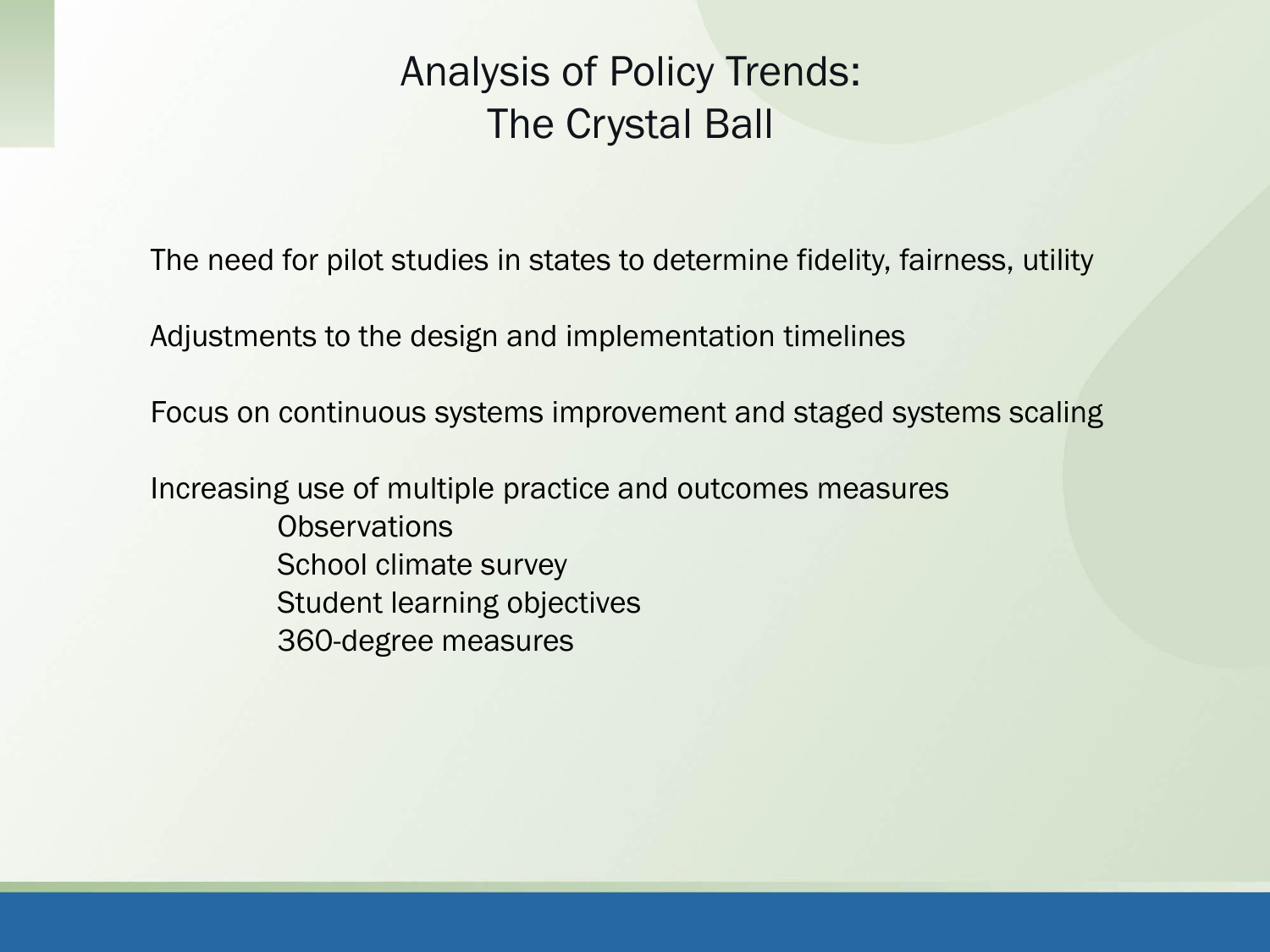# Analysis of Policy Trends: The Crystal Ball

The need for pilot studies in states to determine fidelity, fairness, utility

Adjustments to the design and implementation timelines

Focus on continuous systems improvement and staged systems scaling

Increasing use of multiple practice and outcomes measures

- Observations
- School climate survey
- Student learning objectives
- 360-degree measures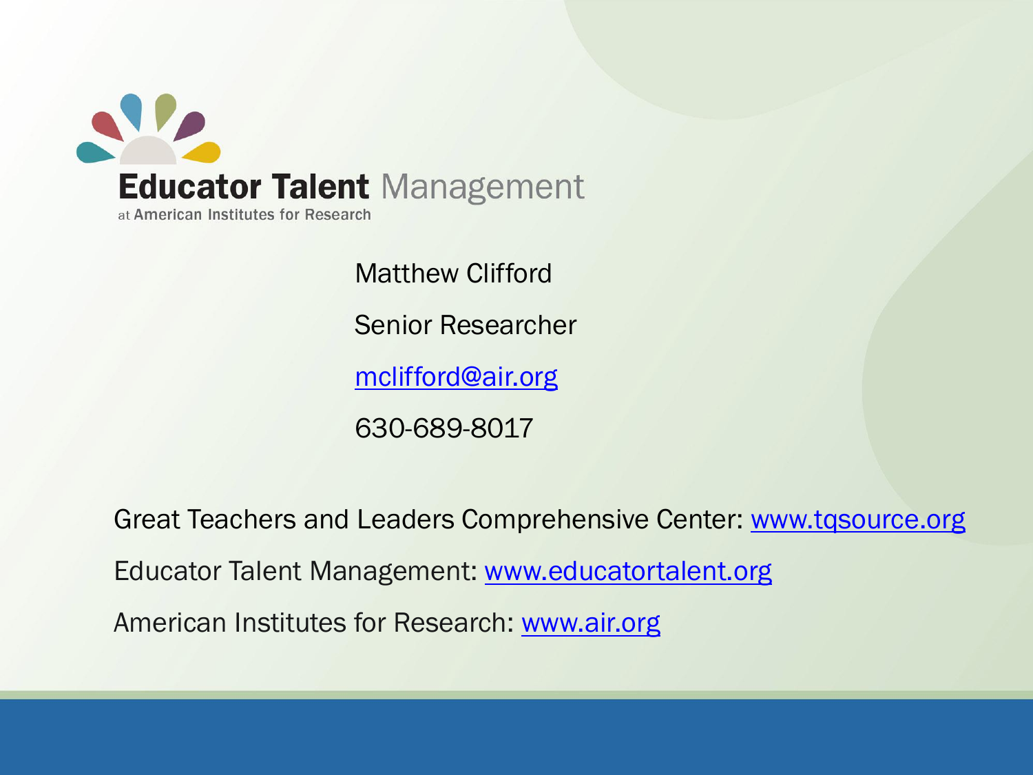**Educator Talent** Management

at American Institutes for Research

Matthew Clifford

Senior Researcher

mclifford@air.org

630-689-8017

Great Teachers and Leaders Comprehensive Center: www.tqsource.org

Educator Talent Management: www.educatortalent.org

American Institutes for Research: www.air.org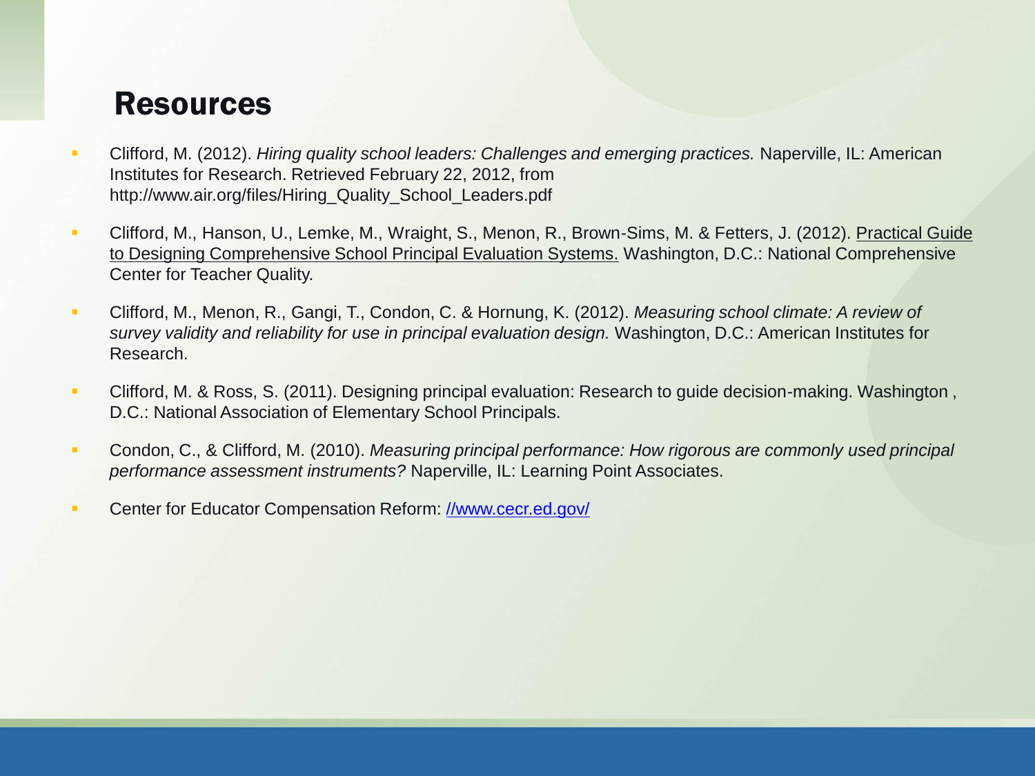# Resources

- Clifford, M. (2012). *Hiring quality school leaders: Challenges and emerging practices.* Naperville, IL: American Institutes for Research. Retrieved February 22, 2012, from http://www.air.org/files/Hiring_Quality_School_Leaders.pdf
- Clifford, M., Hanson, U., Lemke, M., Wraight, S., Menon, R., Brown-Sims, M. & Fetters, J. (2012). Practical Guide to Designing Comprehensive School Principal Evaluation Systems. Washington, D.C.: National Comprehensive Center for Teacher Quality.
- Clifford, M., Menon, R., Gangi, T., Condon, C. & Hornung, K. (2012). *Measuring school climate: A review of survey validity and reliability for use in principal evaluation design.* Washington, D.C.: American Institutes for Research.
- Clifford, M. & Ross, S. (2011). Designing principal evaluation: Research to guide decision-making. Washington , D.C.: National Association of Elementary School Principals.
- Condon, C., & Clifford, M. (2010). *Measuring principal performance: How rigorous are commonly used principal performance assessment instruments?* Naperville, IL: Learning Point Associates.
- Center for Educator Compensation Reform: [//www.cecr.ed.gov/](//www.cecr.ed.gov/)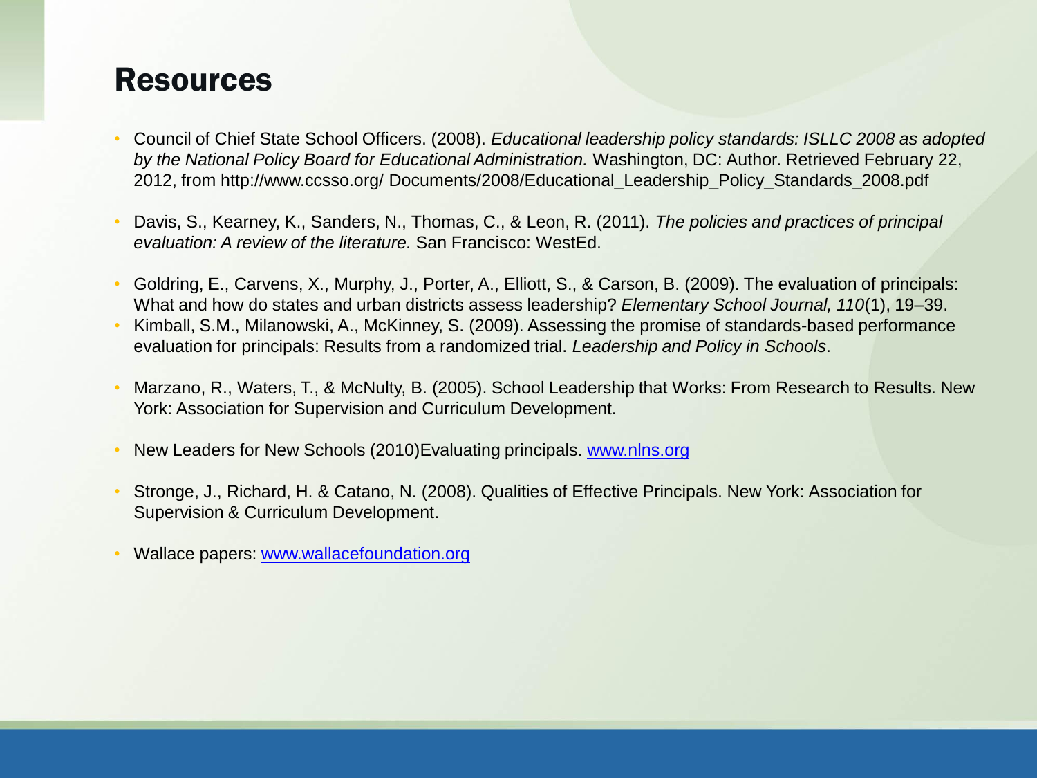# Resources

- Council of Chief State School Officers. (2008). *Educational leadership policy standards: ISLLC 2008 as adopted by the National Policy Board for Educational Administration.* Washington, DC: Author. Retrieved February 22, 2012, from http://www.ccsso.org/ Documents/2008/Educational_Leadership_Policy_Standards_2008.pdf
- Davis, S., Kearney, K., Sanders, N., Thomas, C., & Leon, R. (2011). *The policies and practices of principal evaluation: A review of the literature.* San Francisco: WestEd.
- Goldring, E., Carvens, X., Murphy, J., Porter, A., Elliott, S., & Carson, B. (2009). The evaluation of principals: What and how do states and urban districts assess leadership? *Elementary School Journal, 110*(1), 19–39.
- Kimball, S.M., Milanowski, A., McKinney, S. (2009). Assessing the promise of standards-based performance evaluation for principals: Results from a randomized trial. *Leadership and Policy in Schools*.
- Marzano, R., Waters, T., & McNulty, B. (2005). School Leadership that Works: From Research to Results. New York: Association for Supervision and Curriculum Development.
- New Leaders for New Schools (2010)Evaluating principals. www.nlns.org
- Stronge, J., Richard, H. & Catano, N. (2008). Qualities of Effective Principals. New York: Association for Supervision & Curriculum Development.
- Wallace papers: www.wallacefoundation.org